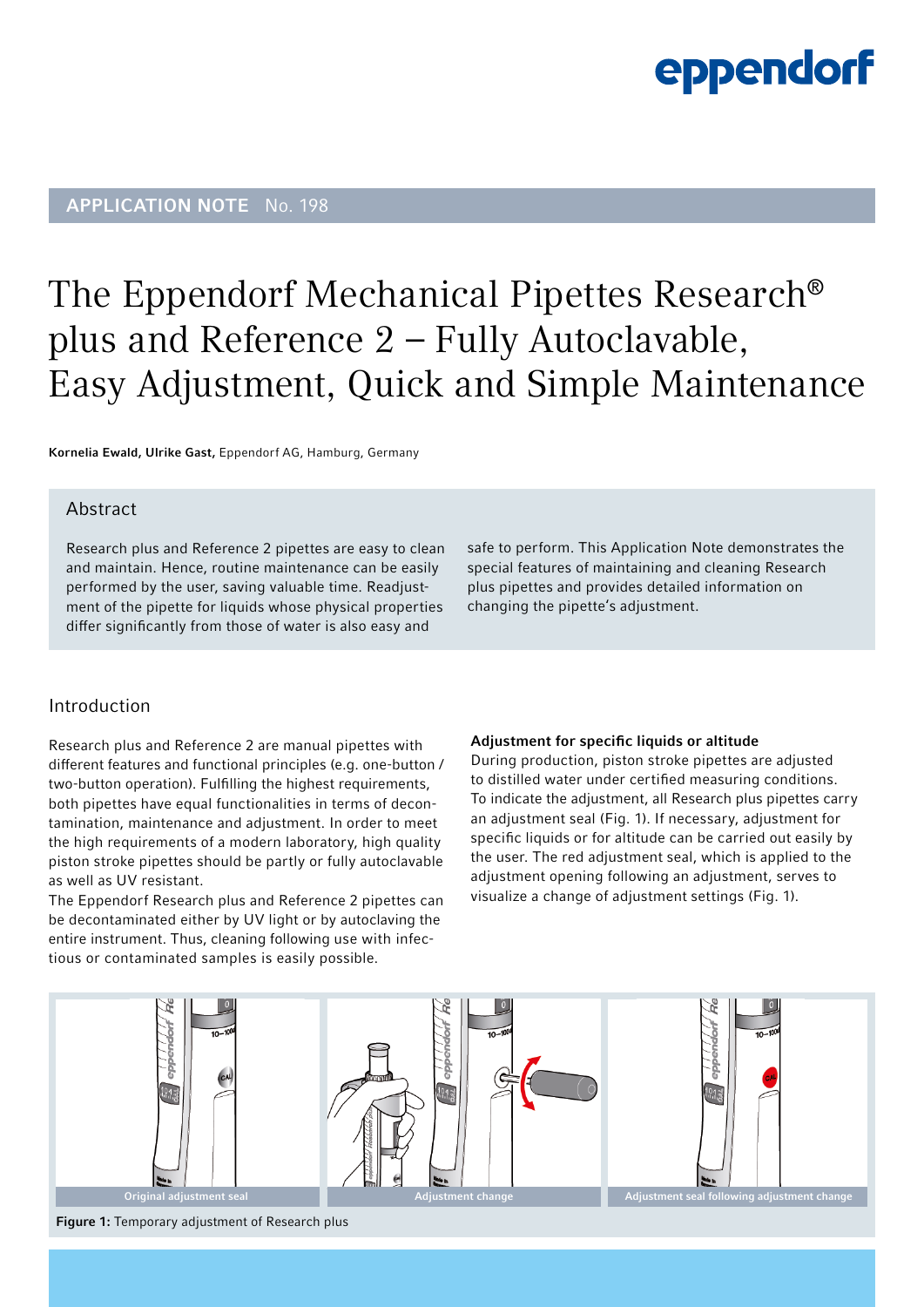APPLICATION NOTE No. 198

# The Eppendorf Mechanical Pipettes Research® plus and Reference 2 – Fully Autoclavable, Easy Adjustment, Quick and Simple Maintenance

**Kornelia Ewald, Ulrike Gast,** Eppendorf AG, Hamburg, Germany

## Abstract

Research plus and Reference 2 pipettes are easy to clean and maintain. Hence, routine maintenance can be easily performed by the user, saving valuable time. Readjustment of the pipette for liquids whose physical properties differ significantly from those of water is also easy and safe to perform. This Application Note demonstrates the special features of maintaining and cleaning Research plus pipettes and provides detailed information on changing the pipette's adjustment.

## Introduction

Research plus and Reference 2 are manual pipettes with different features and functional principles (e.g. one-button / two-button operation). Fulfilling the highest requirements, both pipettes have equal functionalities in terms of decontamination, maintenance and adjustment. In order to meet the high requirements of a modern laboratory, high quality piston stroke pipettes should be partly or fully autoclavable as well as UV resistant.

The Eppendorf Research plus and Reference 2 pipettes can be decontaminated either by UV light or by autoclaving the entire instrument. Thus, cleaning following use with infectious or contaminated samples is easily possible.

### Adjustment for specific liquids or altitude

During production, piston stroke pipettes are adjusted to distilled water under certified measuring conditions. To indicate the adjustment, all Research plus pipettes carry an adjustment seal (Fig. 1). If necessary, adjustment for specific liquids or for altitude can be carried out easily by the user. The red adjustment seal, which is applied to the adjustment opening following an adjustment, serves to visualize a change of adjustment settings (Fig. 1).

Original adjustment seal | Adjustment change | Adjustment seal following adjustment change

**Figure 1:** Temporary adjustment of Research plus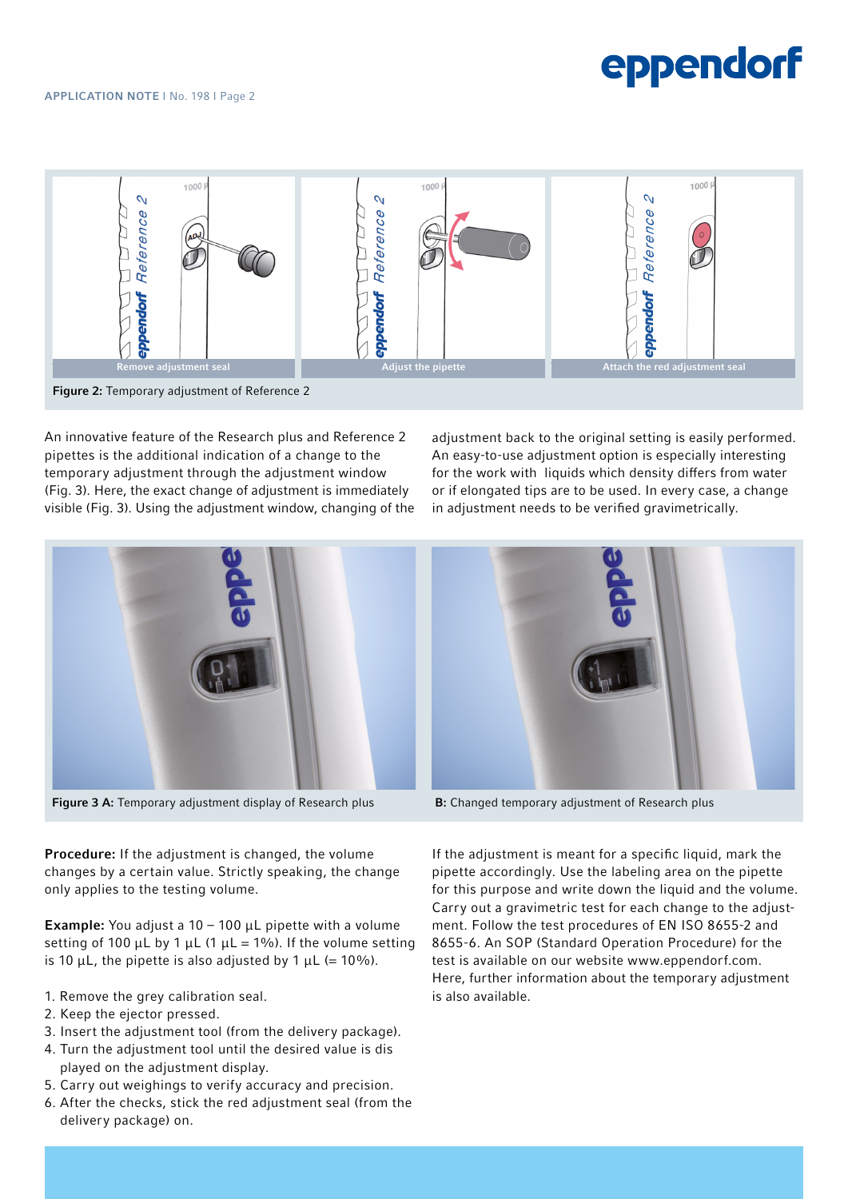Remove adjustment seal

Adjust the pipette

Attach the red adjustment seal

**Figure 2:** Temporary adjustment of Reference 2

An innovative feature of the Research plus and Reference 2 pipettes is the additional indication of a change to the temporary adjustment through the adjustment window (Fig. 3). Here, the exact change of adjustment is immediately visible (Fig. 3). Using the adjustment window, changing of the adjustment back to the original setting is easily performed. An easy-to-use adjustment option is especially interesting for the work with liquids which density differs from water or if elongated tips are to be used. In every case, a change in adjustment needs to be verified gravimetrically.

**Figure 3 A:** Temporary adjustment display of Research plus

**B:** Changed temporary adjustment of Research plus

**Procedure:** If the adjustment is changed, the volume changes by a certain value. Strictly speaking, the change only applies to the testing volume.

**Example:** You adjust a 10 – 100 µL pipette with a volume setting of 100 µL by 1 µL (1 µL = 1%). If the volume setting is 10 µL, the pipette is also adjusted by 1 µL (= 10%).

1. Remove the grey calibration seal.
2. Keep the ejector pressed.
3. Insert the adjustment tool (from the delivery package).
4. Turn the adjustment tool until the desired value is displayed on the adjustment display.
5. Carry out weighings to verify accuracy and precision.
6. After the checks, stick the red adjustment seal (from the delivery package) on.

If the adjustment is meant for a specific liquid, mark the pipette accordingly. Use the labeling area on the pipette for this purpose and write down the liquid and the volume. Carry out a gravimetric test for each change to the adjustment. Follow the test procedures of EN ISO 8655-2 and 8655-6. An SOP (Standard Operation Procedure) for the test is available on our website www.eppendorf.com. Here, further information about the temporary adjustment is also available.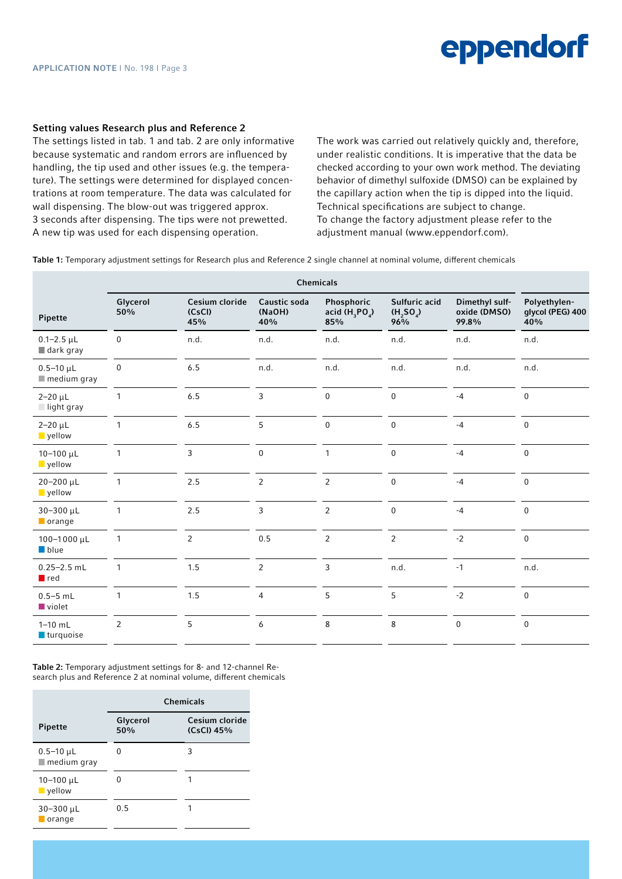### Setting values Research plus and Reference 2

The settings listed in tab. 1 and tab. 2 are only informative because systematic and random errors are influenced by handling, the tip used and other issues (e.g. the temperature). The settings were determined for displayed concentrations at room temperature. The data was calculated for wall dispensing. The blow-out was triggered approx. 3 seconds after dispensing. The tips were not prewetted. A new tip was used for each dispensing operation.

The work was carried out relatively quickly and, therefore, under realistic conditions. It is imperative that the data be checked according to your own work method. The deviating behavior of dimethyl sulfoxide (DMSO) can be explained by the capillary action when the tip is dipped into the liquid. Technical specifications are subject to change.
To change the factory adjustment please refer to the adjustment manual (www.eppendorf.com).

**Table 1:** Temporary adjustment settings for Research plus and Reference 2 single channel at nominal volume, different chemicals

| Pipette | Chemicals | | | | | | |
|---|---|---|---|---|---|---|---|
| | Glycerol 50% | Cesium cloride (CsCl) 45% | Caustic soda (NaOH) 40% | Phosphoric acid ($H_3PO_4$) 85% | Sulfuric acid ($H_2SO_4$) 96% | Dimethyl sulfoxide (DMSO) 99.8% | Polyethylenglycol (PEG) 400 40% |
| 0.1–2.5 µL dark gray | 0 | n.d. | n.d. | n.d. | n.d. | n.d. | n.d. |
| 0.5–10 µL medium gray | 0 | 6.5 | n.d. | n.d. | n.d. | n.d. | n.d. |
| 2–20 µL light gray | 1 | 6.5 | 3 | 0 | 0 | -4 | 0 |
| 2–20 µL yellow | 1 | 6.5 | 5 | 0 | 0 | -4 | 0 |
| 10–100 µL yellow | 1 | 3 | 0 | 1 | 0 | -4 | 0 |
| 20–200 µL yellow | 1 | 2.5 | 2 | 2 | 0 | -4 | 0 |
| 30–300 µL orange | 1 | 2.5 | 3 | 2 | 0 | -4 | 0 |
| 100–1000 µL blue | 1 | 2 | 0.5 | 2 | 2 | -2 | 0 |
| 0.25–2.5 mL red | 1 | 1.5 | 2 | 3 | n.d. | -1 | n.d. |
| 0.5–5 mL violet | 1 | 1.5 | 4 | 5 | 5 | -2 | 0 |
| 1–10 mL turquoise | 2 | 5 | 6 | 8 | 8 | 0 | 0 |

**Table 2:** Temporary adjustment settings for 8- and 12-channel Research plus and Reference 2 at nominal volume, different chemicals

| Pipette | Chemicals | |
|---|---|---|
| | Glycerol 50% | Cesium cloride (CsCl) 45% |
| 0.5–10 µL medium gray | 0 | 3 |
| 10–100 µL yellow | 0 | 1 |
| 30–300 µL orange | 0.5 | 1 |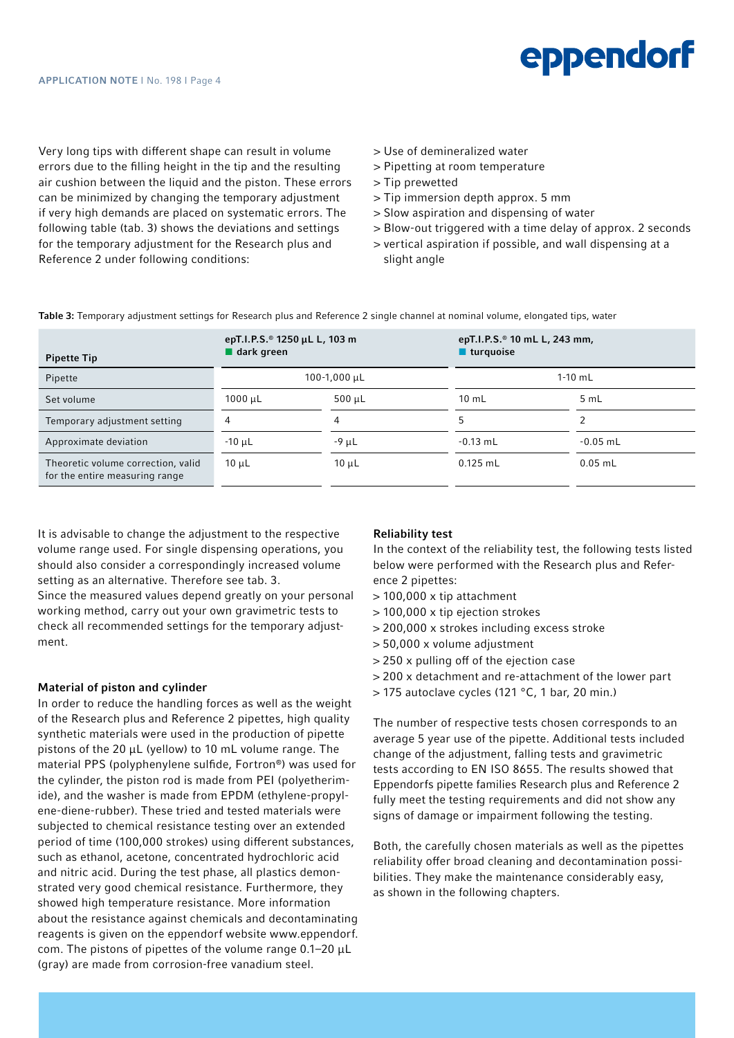Very long tips with different shape can result in volume errors due to the filling height in the tip and the resulting air cushion between the liquid and the piston. These errors can be minimized by changing the temporary adjustment if very high demands are placed on systematic errors. The following table (tab. 3) shows the deviations and settings for the temporary adjustment for the Research plus and Reference 2 under following conditions:

> Use of demineralized water
> Pipetting at room temperature
> Tip prewetted
> Tip immersion depth approx. 5 mm
> Slow aspiration and dispensing of water
> Blow-out triggered with a time delay of approx. 2 seconds
> vertical aspiration if possible, and wall dispensing at a slight angle

**Table 3:** Temporary adjustment settings for Research plus and Reference 2 single channel at nominal volume, elongated tips, water

| Pipette Tip | epT.I.P.S.® 1250 µL L, 103 m<br>dark green | | epT.I.P.S.® 10 mL L, 243 mm,<br>turquoise | |
|---|---|---|---|---|
| Pipette | 100-1,000 µL | | 1-10 mL | |
| Set volume | 1000 µL | 500 µL | 10 mL | 5 mL |
| Temporary adjustment setting | 4 | 4 | 5 | 2 |
| Approximate deviation | -10 µL | -9 µL | -0.13 mL | -0.05 mL |
| Theoretic volume correction, valid for the entire measuring range | 10 µL | 10 µL | 0.125 mL | 0.05 mL |

It is advisable to change the adjustment to the respective volume range used. For single dispensing operations, you should also consider a correspondingly increased volume setting as an alternative. Therefore see tab. 3.
Since the measured values depend greatly on your personal working method, carry out your own gravimetric tests to check all recommended settings for the temporary adjustment.

### Material of piston and cylinder

In order to reduce the handling forces as well as the weight of the Research plus and Reference 2 pipettes, high quality synthetic materials were used in the production of pipette pistons of the 20 µL (yellow) to 10 mL volume range. The material PPS (polyphenylene sulfide, Fortron®) was used for the cylinder, the piston rod is made from PEI (polyetherimide), and the washer is made from EPDM (ethylene-propylene-diene-rubber). These tried and tested materials were subjected to chemical resistance testing over an extended period of time (100,000 strokes) using different substances, such as ethanol, acetone, concentrated hydrochloric acid and nitric acid. During the test phase, all plastics demonstrated very good chemical resistance. Furthermore, they showed high temperature resistance. More information about the resistance against chemicals and decontaminating reagents is given on the eppendorf website www.eppendorf.com. The pistons of pipettes of the volume range 0.1–20 µL (gray) are made from corrosion-free vanadium steel.

### Reliability test

In the context of the reliability test, the following tests listed below were performed with the Research plus and Reference 2 pipettes:

> 100,000 x tip attachment
> 100,000 x tip ejection strokes
> 200,000 x strokes including excess stroke
> 50,000 x volume adjustment
> 250 x pulling off of the ejection case
> 200 x detachment and re-attachment of the lower part
> 175 autoclave cycles (121 °C, 1 bar, 20 min.)

The number of respective tests chosen corresponds to an average 5 year use of the pipette. Additional tests included change of the adjustment, falling tests and gravimetric tests according to EN ISO 8655. The results showed that Eppendorfs pipette families Research plus and Reference 2 fully meet the testing requirements and did not show any signs of damage or impairment following the testing.

Both, the carefully chosen materials as well as the pipettes reliability offer broad cleaning and decontamination possibilities. They make the maintenance considerably easy, as shown in the following chapters.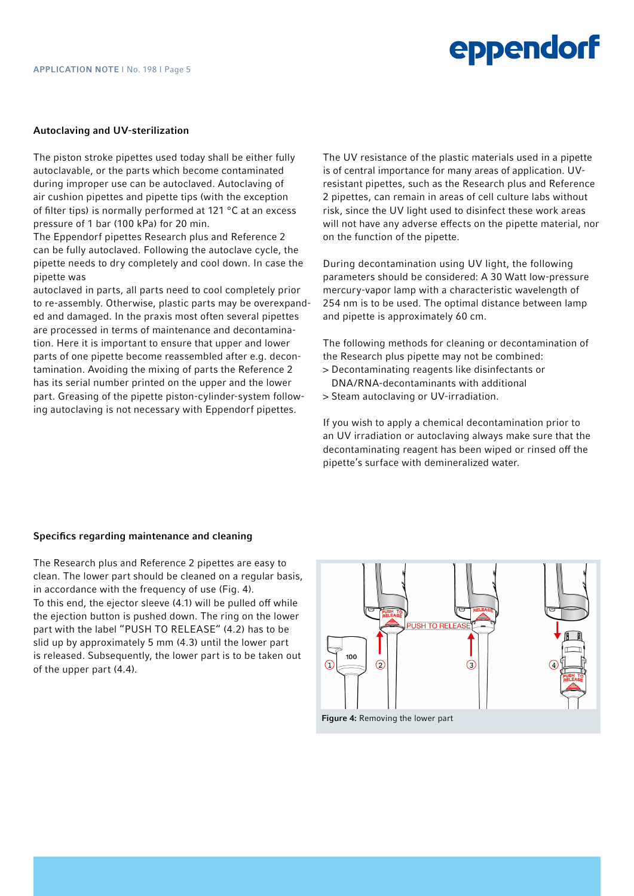## Autoclaving and UV-sterilization

The piston stroke pipettes used today shall be either fully autoclavable, or the parts which become contaminated during improper use can be autoclaved. Autoclaving of air cushion pipettes and pipette tips (with the exception of filter tips) is normally performed at 121 °C at an excess pressure of 1 bar (100 kPa) for 20 min.

The Eppendorf pipettes Research plus and Reference 2 can be fully autoclaved. Following the autoclave cycle, the pipette needs to dry completely and cool down. In case the pipette was autoclaved in parts, all parts need to cool completely prior to re-assembly. Otherwise, plastic parts may be overexpanded and damaged. In the praxis most often several pipettes are processed in terms of maintenance and decontamination. Here it is important to ensure that upper and lower parts of one pipette become reassembled after e.g. decontamination. Avoiding the mixing of parts the Reference 2 has its serial number printed on the upper and the lower part. Greasing of the pipette piston-cylinder-system following autoclaving is not necessary with Eppendorf pipettes.

The UV resistance of the plastic materials used in a pipette is of central importance for many areas of application. UV-resistant pipettes, such as the Research plus and Reference 2 pipettes, can remain in areas of cell culture labs without risk, since the UV light used to disinfect these work areas will not have any adverse effects on the pipette material, nor on the function of the pipette.

During decontamination using UV light, the following parameters should be considered: A 30 Watt low-pressure mercury-vapor lamp with a characteristic wavelength of 254 nm is to be used. The optimal distance between lamp and pipette is approximately 60 cm.

The following methods for cleaning or decontamination of the Research plus pipette may not be combined:

> Decontaminating reagents like disinfectants or DNA/RNA-decontaminants with additional
> Steam autoclaving or UV-irradiation.

If you wish to apply a chemical decontamination prior to an UV irradiation or autoclaving always make sure that the decontaminating reagent has been wiped or rinsed off the pipette's surface with demineralized water.

## Specifics regarding maintenance and cleaning

The Research plus and Reference 2 pipettes are easy to clean. The lower part should be cleaned on a regular basis, in accordance with the frequency of use (Fig. 4).

To this end, the ejector sleeve (4.1) will be pulled off while the ejection button is pushed down. The ring on the lower part with the label "PUSH TO RELEASE" (4.2) has to be slid up by approximately 5 mm (4.3) until the lower part is released. Subsequently, the lower part is to be taken out of the upper part (4.4).

**Figure 4:** Removing the lower part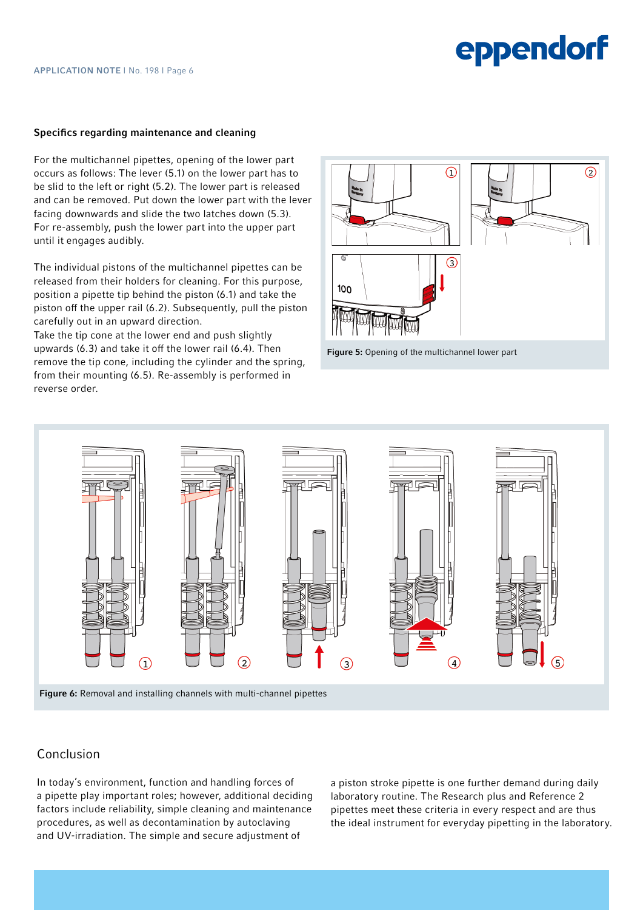### Specifics regarding maintenance and cleaning

For the multichannel pipettes, opening of the lower part occurs as follows: The lever (5.1) on the lower part has to be slid to the left or right (5.2). The lower part is released and can be removed. Put down the lower part with the lever facing downwards and slide the two latches down (5.3). For re-assembly, push the lower part into the upper part until it engages audibly.

The individual pistons of the multichannel pipettes can be released from their holders for cleaning. For this purpose, position a pipette tip behind the piston (6.1) and take the piston off the upper rail (6.2). Subsequently, pull the piston carefully out in an upward direction.
Take the tip cone at the lower end and push slightly upwards (6.3) and take it off the lower rail (6.4). Then remove the tip cone, including the cylinder and the spring, from their mounting (6.5). Re-assembly is performed in reverse order.

**Figure 5:** Opening of the multichannel lower part

**Figure 6:** Removal and installing channels with multi-channel pipettes

## Conclusion

In today's environment, function and handling forces of a pipette play important roles; however, additional deciding factors include reliability, simple cleaning and maintenance procedures, as well as decontamination by autoclaving and UV-irradiation. The simple and secure adjustment of a piston stroke pipette is one further demand during daily laboratory routine. The Research plus and Reference 2 pipettes meet these criteria in every respect and are thus the ideal instrument for everyday pipetting in the laboratory.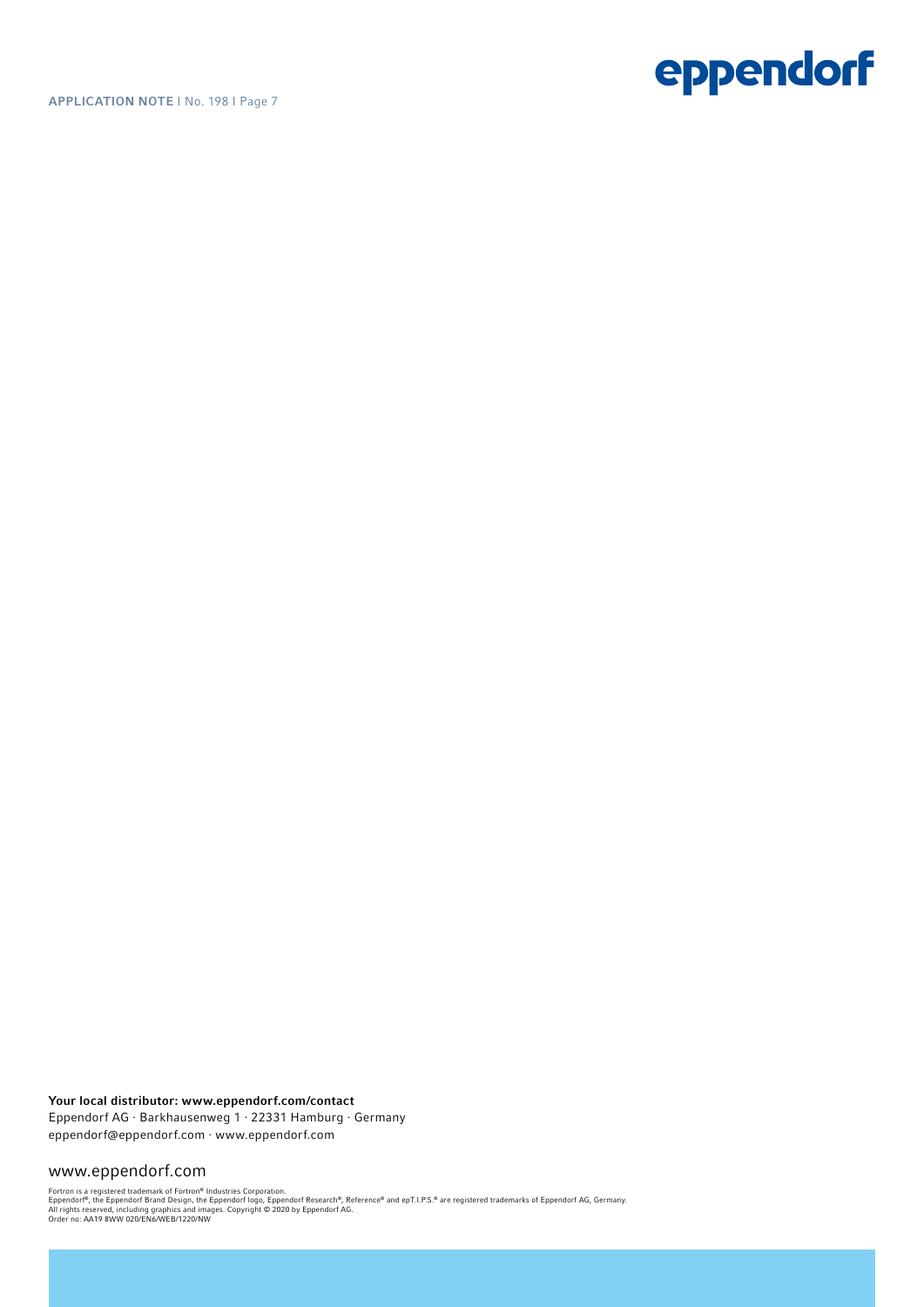**Your local distributor: www.eppendorf.com/contact**
Eppendorf AG · Barkhausenweg 1 · 22331 Hamburg · Germany
eppendorf@eppendorf.com · www.eppendorf.com

www.eppendorf.com

Fortron is a registered trademark of Fortron® Industries Corporation.
Eppendorf®, the Eppendorf Brand Design, the Eppendorf logo, Eppendorf Research®, Reference® and epT.I.P.S.® are registered trademarks of Eppendorf AG, Germany.
All rights reserved, including graphics and images. Copyright © 2020 by Eppendorf AG.
Order no: AA19 8WW 020/EN6/WEB/1220/NW